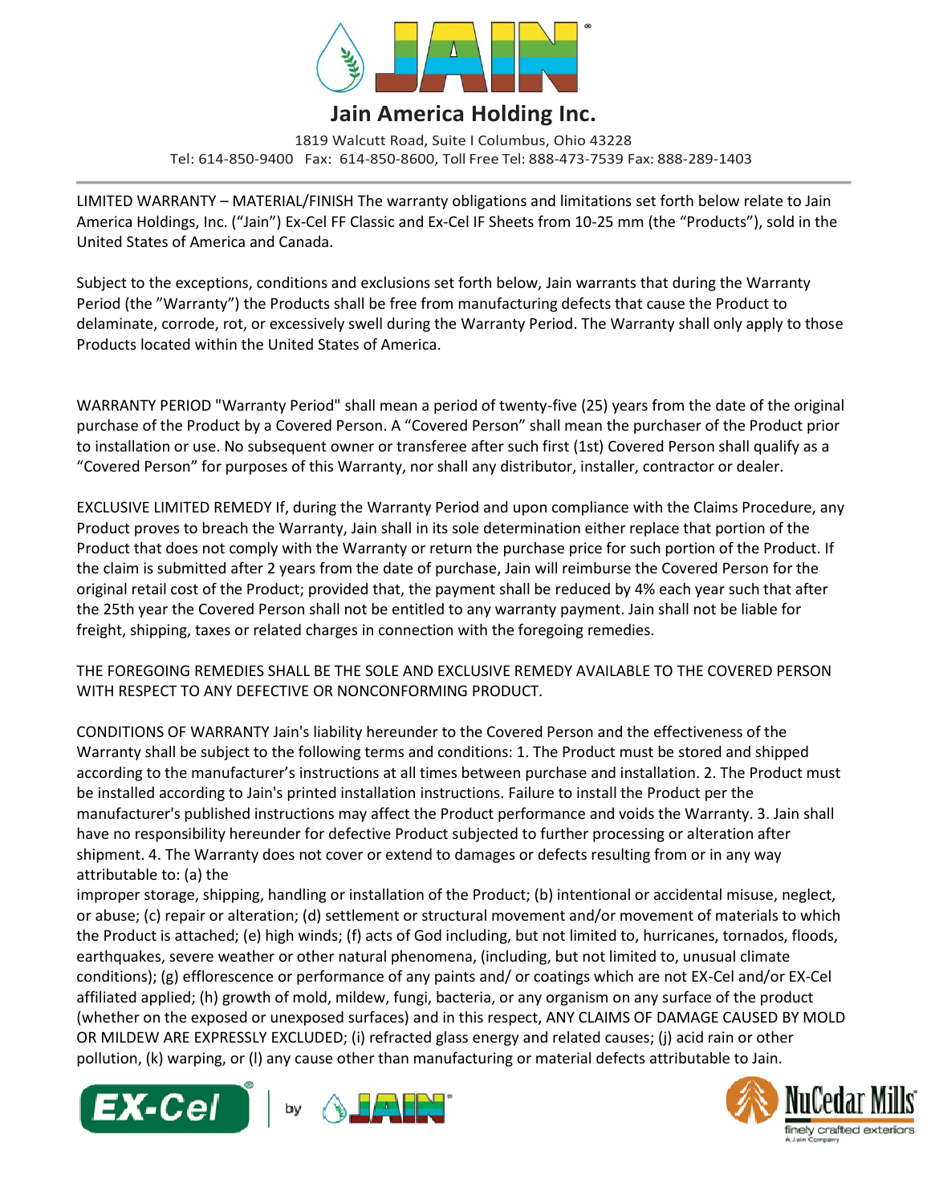# Jain America Holding Inc.

1819 Walcutt Road, Suite I Columbus, Ohio 43228
Tel: 614-850-9400 Fax: 614-850-8600, Toll Free Tel: 888-473-7539 Fax: 888-289-1403

LIMITED WARRANTY – MATERIAL/FINISH The warranty obligations and limitations set forth below relate to Jain America Holdings, Inc. ("Jain") Ex-Cel FF Classic and Ex-Cel IF Sheets from 10-25 mm (the "Products"), sold in the United States of America and Canada.

Subject to the exceptions, conditions and exclusions set forth below, Jain warrants that during the Warranty Period (the "Warranty") the Products shall be free from manufacturing defects that cause the Product to delaminate, corrode, rot, or excessively swell during the Warranty Period. The Warranty shall only apply to those Products located within the United States of America.

WARRANTY PERIOD "Warranty Period" shall mean a period of twenty-five (25) years from the date of the original purchase of the Product by a Covered Person. A "Covered Person" shall mean the purchaser of the Product prior to installation or use. No subsequent owner or transferee after such first (1st) Covered Person shall qualify as a "Covered Person" for purposes of this Warranty, nor shall any distributor, installer, contractor or dealer.

EXCLUSIVE LIMITED REMEDY If, during the Warranty Period and upon compliance with the Claims Procedure, any Product proves to breach the Warranty, Jain shall in its sole determination either replace that portion of the Product that does not comply with the Warranty or return the purchase price for such portion of the Product. If the claim is submitted after 2 years from the date of purchase, Jain will reimburse the Covered Person for the original retail cost of the Product; provided that, the payment shall be reduced by 4% each year such that after the 25th year the Covered Person shall not be entitled to any warranty payment. Jain shall not be liable for freight, shipping, taxes or related charges in connection with the foregoing remedies.

THE FOREGOING REMEDIES SHALL BE THE SOLE AND EXCLUSIVE REMEDY AVAILABLE TO THE COVERED PERSON WITH RESPECT TO ANY DEFECTIVE OR NONCONFORMING PRODUCT.

CONDITIONS OF WARRANTY Jain's liability hereunder to the Covered Person and the effectiveness of the Warranty shall be subject to the following terms and conditions: 1. The Product must be stored and shipped according to the manufacturer's instructions at all times between purchase and installation. 2. The Product must be installed according to Jain's printed installation instructions. Failure to install the Product per the manufacturer's published instructions may affect the Product performance and voids the Warranty. 3. Jain shall have no responsibility hereunder for defective Product subjected to further processing or alteration after shipment. 4. The Warranty does not cover or extend to damages or defects resulting from or in any way attributable to: (a) the improper storage, shipping, handling or installation of the Product; (b) intentional or accidental misuse, neglect, or abuse; (c) repair or alteration; (d) settlement or structural movement and/or movement of materials to which the Product is attached; (e) high winds; (f) acts of God including, but not limited to, hurricanes, tornados, floods, earthquakes, severe weather or other natural phenomena, (including, but not limited to, unusual climate conditions); (g) efflorescence or performance of any paints and/ or coatings which are not EX-Cel and/or EX-Cel affiliated applied; (h) growth of mold, mildew, fungi, bacteria, or any organism on any surface of the product (whether on the exposed or unexposed surfaces) and in this respect, ANY CLAIMS OF DAMAGE CAUSED BY MOLD OR MILDEW ARE EXPRESSLY EXCLUDED; (i) refracted glass energy and related causes; (j) acid rain or other pollution, (k) warping, or (l) any cause other than manufacturing or material defects attributable to Jain.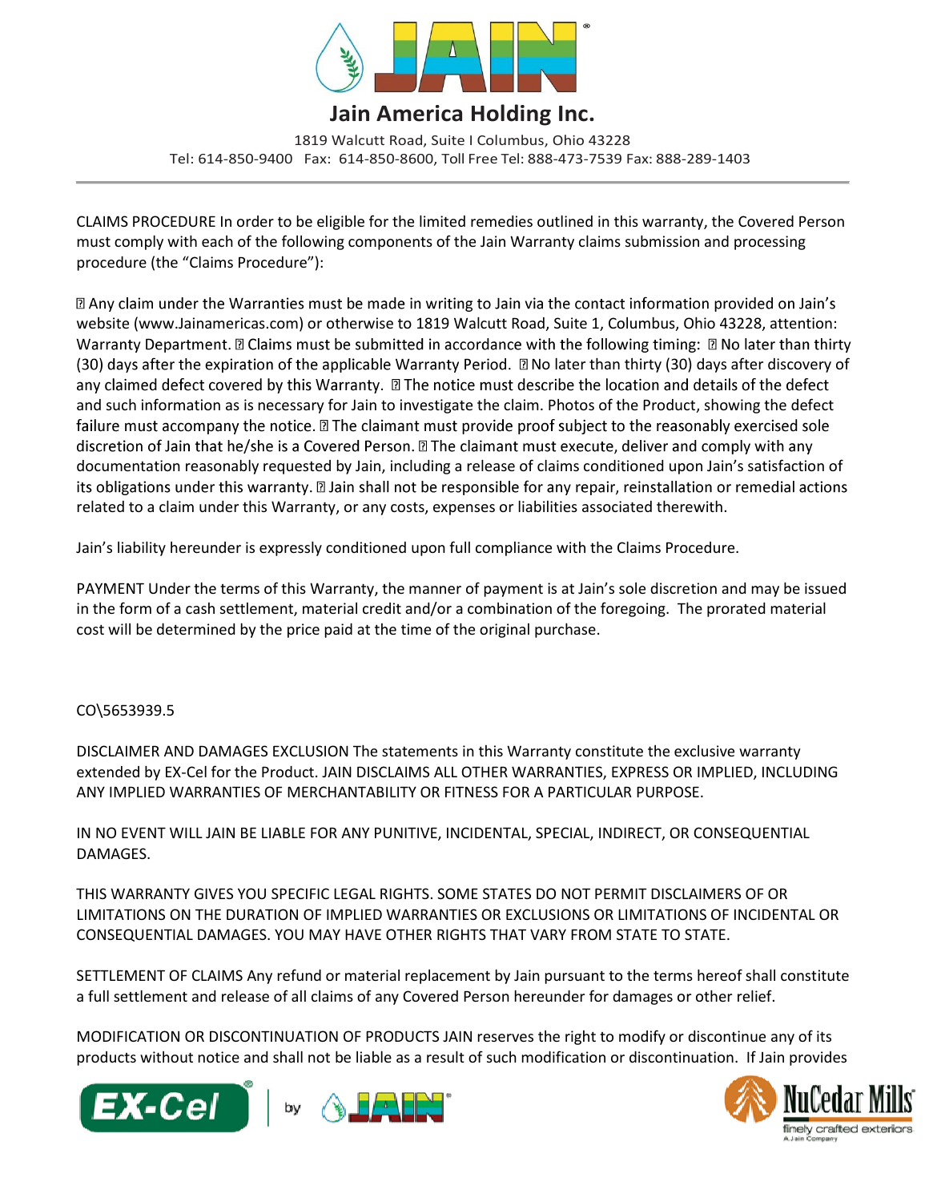CLAIMS PROCEDURE In order to be eligible for the limited remedies outlined in this warranty, the Covered Person must comply with each of the following components of the Jain Warranty claims submission and processing procedure (the "Claims Procedure"):

- Any claim under the Warranties must be made in writing to Jain via the contact information provided on Jain's website (www.Jainamericas.com) or otherwise to 1819 Walcutt Road, Suite 1, Columbus, Ohio 43228, attention: Warranty Department.
- Claims must be submitted in accordance with the following timing:
  - No later than thirty (30) days after the expiration of the applicable Warranty Period.
  - No later than thirty (30) days after discovery of any claimed defect covered by this Warranty.
- The notice must describe the location and details of the defect and such information as is necessary for Jain to investigate the claim. Photos of the Product, showing the defect failure must accompany the notice.
- The claimant must provide proof subject to the reasonably exercised sole discretion of Jain that he/she is a Covered Person.
- The claimant must execute, deliver and comply with any documentation reasonably requested by Jain, including a release of claims conditioned upon Jain's satisfaction of its obligations under this warranty.
- Jain shall not be responsible for any repair, reinstallation or remedial actions related to a claim under this Warranty, or any costs, expenses or liabilities associated therewith.

Jain's liability hereunder is expressly conditioned upon full compliance with the Claims Procedure.

PAYMENT Under the terms of this Warranty, the manner of payment is at Jain's sole discretion and may be issued in the form of a cash settlement, material credit and/or a combination of the foregoing. The prorated material cost will be determined by the price paid at the time of the original purchase.

CO\5653939.5

DISCLAIMER AND DAMAGES EXCLUSION The statements in this Warranty constitute the exclusive warranty extended by EX-Cel for the Product. JAIN DISCLAIMS ALL OTHER WARRANTIES, EXPRESS OR IMPLIED, INCLUDING ANY IMPLIED WARRANTIES OF MERCHANTABILITY OR FITNESS FOR A PARTICULAR PURPOSE.

IN NO EVENT WILL JAIN BE LIABLE FOR ANY PUNITIVE, INCIDENTAL, SPECIAL, INDIRECT, OR CONSEQUENTIAL DAMAGES.

THIS WARRANTY GIVES YOU SPECIFIC LEGAL RIGHTS. SOME STATES DO NOT PERMIT DISCLAIMERS OF OR LIMITATIONS ON THE DURATION OF IMPLIED WARRANTIES OR EXCLUSIONS OR LIMITATIONS OF INCIDENTAL OR CONSEQUENTIAL DAMAGES. YOU MAY HAVE OTHER RIGHTS THAT VARY FROM STATE TO STATE.

SETTLEMENT OF CLAIMS Any refund or material replacement by Jain pursuant to the terms hereof shall constitute a full settlement and release of all claims of any Covered Person hereunder for damages or other relief.

MODIFICATION OR DISCONTINUATION OF PRODUCTS JAIN reserves the right to modify or discontinue any of its products without notice and shall not be liable as a result of such modification or discontinuation. If Jain provides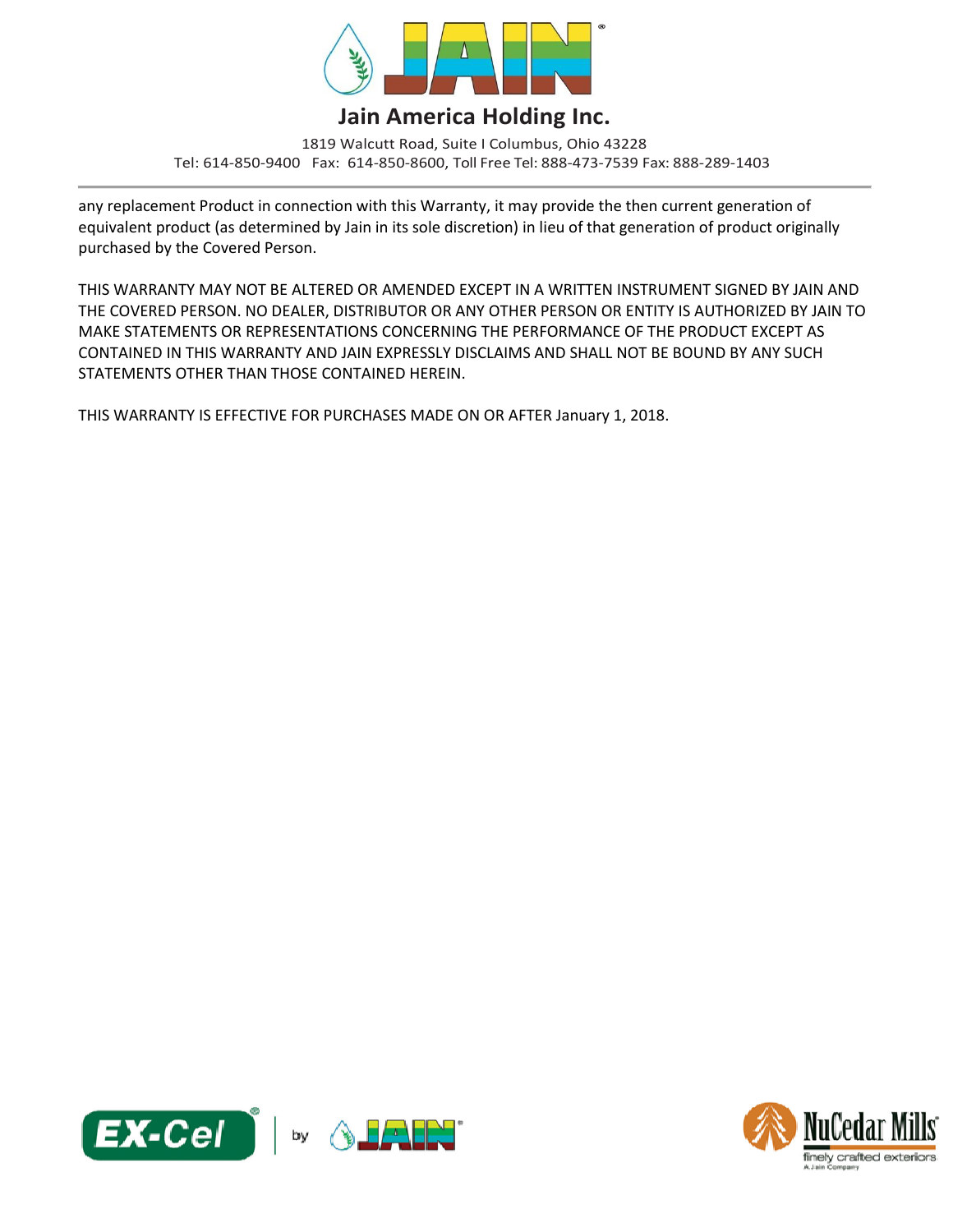any replacement Product in connection with this Warranty, it may provide the then current generation of equivalent product (as determined by Jain in its sole discretion) in lieu of that generation of product originally purchased by the Covered Person.

THIS WARRANTY MAY NOT BE ALTERED OR AMENDED EXCEPT IN A WRITTEN INSTRUMENT SIGNED BY JAIN AND THE COVERED PERSON. NO DEALER, DISTRIBUTOR OR ANY OTHER PERSON OR ENTITY IS AUTHORIZED BY JAIN TO MAKE STATEMENTS OR REPRESENTATIONS CONCERNING THE PERFORMANCE OF THE PRODUCT EXCEPT AS CONTAINED IN THIS WARRANTY AND JAIN EXPRESSLY DISCLAIMS AND SHALL NOT BE BOUND BY ANY SUCH STATEMENTS OTHER THAN THOSE CONTAINED HEREIN.

THIS WARRANTY IS EFFECTIVE FOR PURCHASES MADE ON OR AFTER January 1, 2018.